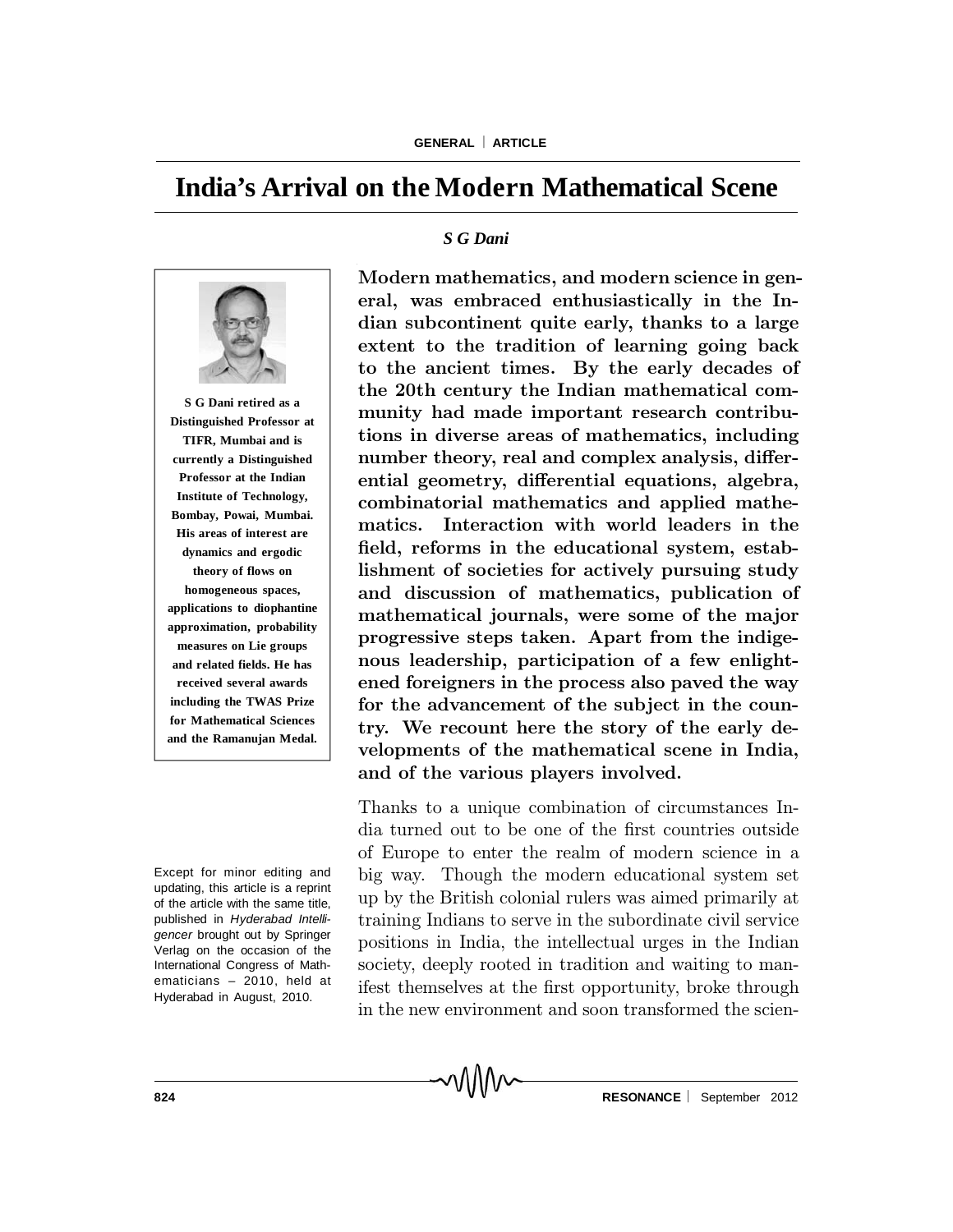# India's Arrival on the Modern Mathematical Scene

*S G Dani*

**S G Dani retired as a Distinguished Professor at TIFR, Mumbai and is currently a Distinguished Professor at the Indian Institute of Technology, Bombay, Powai, Mumbai. His areas of interest are dynamics and ergodic theory of flows on homogeneous spaces, applications to diophantine approximation, probability measures on Lie groups and related fields. He has received several awards including the TWAS Prize for Mathematical Sciences and the Ramanujan Medal.**

**Modern mathematics, and modern science in general, was embraced enthusiastically in the Indian subcontinent quite early, thanks to a large extent to the tradition of learning going back to the ancient times. By the early decades of the 20th century the Indian mathematical community had made important research contributions in diverse areas of mathematics, including number theory, real and complex analysis, differential geometry, differential equations, algebra, combinatorial mathematics and applied mathematics. Interaction with world leaders in the field, reforms in the educational system, establishment of societies for actively pursuing study and discussion of mathematics, publication of mathematical journals, were some of the major progressive steps taken. Apart from the indigenous leadership, participation of a few enlightened foreigners in the process also paved the way for the advancement of the subject in the country. We recount here the story of the early developments of the mathematical scene in India, and of the various players involved.**

Except for minor editing and updating, this article is a reprint of the article with the same title, published in *Hyderabad Intelligencer* brought out by Springer Verlag on the occasion of the International Congress of Mathematicians – 2010, held at Hyderabad in August, 2010.

Thanks to a unique combination of circumstances India turned out to be one of the first countries outside of Europe to enter the realm of modern science in a big way. Though the modern educational system set up by the British colonial rulers was aimed primarily at training Indians to serve in the subordinate civil service positions in India, the intellectual urges in the Indian society, deeply rooted in tradition and waiting to manifest themselves at the first opportunity, broke through in the new environment and soon transformed the scien-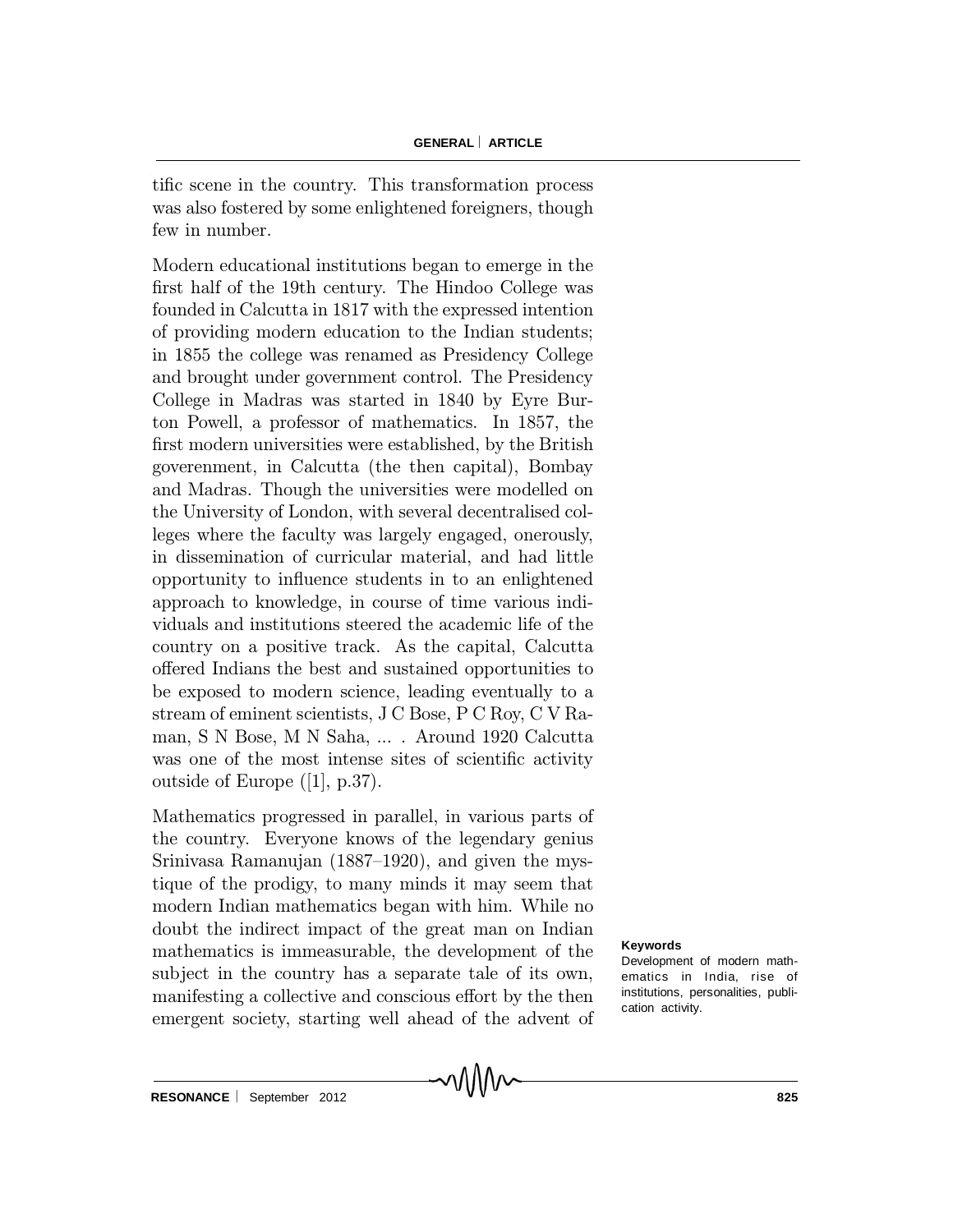tific scene in the country. This transformation process was also fostered by some enlightened foreigners, though few in number.

Modern educational institutions began to emerge in the first half of the 19th century. The Hindoo College was founded in Calcutta in 1817 with the expressed intention of providing modern education to the Indian students; in 1855 the college was renamed as Presidency College and brought under government control. The Presidency College in Madras was started in 1840 by Eyre Burton Powell, a professor of mathematics. In 1857, the first modern universities were established, by the British goverenment, in Calcutta (the then capital), Bombay and Madras. Though the universities were modelled on the University of London, with several decentralised colleges where the faculty was largely engaged, onerously, in dissemination of curricular material, and had little opportunity to influence students in to an enlightened approach to knowledge, in course of time various individuals and institutions steered the academic life of the country on a positive track. As the capital, Calcutta offered Indians the best and sustained opportunities to be exposed to modern science, leading eventually to a stream of eminent scientists, J C Bose, P C Roy, C V Raman, S N Bose, M N Saha, ... . Around 1920 Calcutta was one of the most intense sites of scientific activity outside of Europe ([1], p.37).

Mathematics progressed in parallel, in various parts of the country. Everyone knows of the legendary genius Srinivasa Ramanujan (1887–1920), and given the mystique of the prodigy, to many minds it may seem that modern Indian mathematics began with him. While no doubt the indirect impact of the great man on Indian mathematics is immeasurable, the development of the subject in the country has a separate tale of its own, manifesting a collective and conscious effort by the then emergent society, starting well ahead of the advent of

**Keywords**

Development of modern mathematics in India, rise of institutions, personalities, publication activity.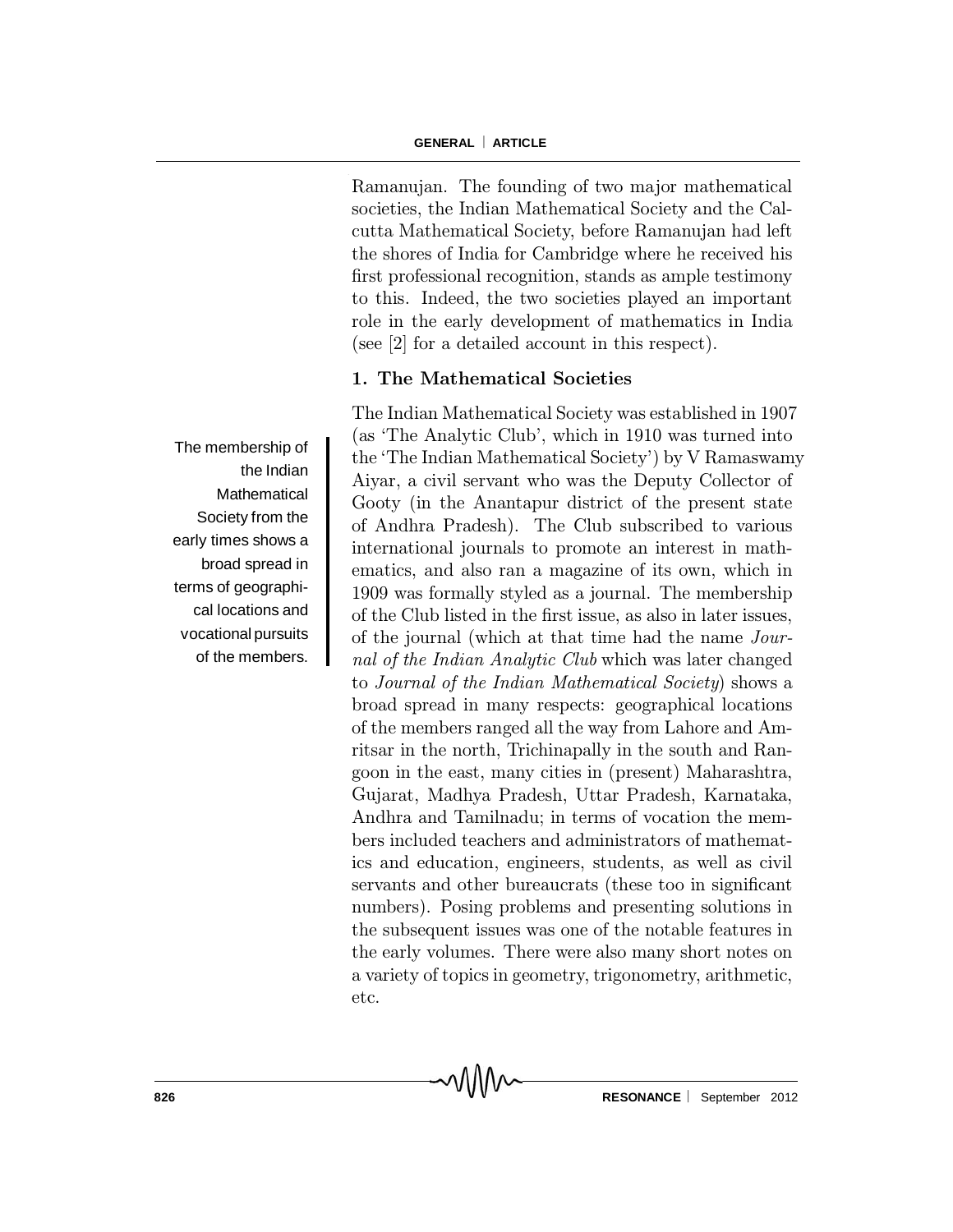Ramanujan. The founding of two major mathematical societies, the Indian Mathematical Society and the Calcutta Mathematical Society, before Ramanujan had left the shores of India for Cambridge where he received his first professional recognition, stands as ample testimony to this. Indeed, the two societies played an important role in the early development of mathematics in India (see [2] for a detailed account in this respect).

## 1. The Mathematical Societies

The membership of the Indian Mathematical Society from the early times shows a broad spread in terms of geographical locations and vocational pursuits of the members.

The Indian Mathematical Society was established in 1907 (as 'The Analytic Club', which in 1910 was turned into the 'The Indian Mathematical Society') by V Ramaswamy Aiyar, a civil servant who was the Deputy Collector of Gooty (in the Anantapur district of the present state of Andhra Pradesh). The Club subscribed to various international journals to promote an interest in mathematics, and also ran a magazine of its own, which in 1909 was formally styled as a journal. The membership of the Club listed in the first issue, as also in later issues, of the journal (which at that time had the name *Journal of the Indian Analytic Club* which was later changed to *Journal of the Indian Mathematical Society*) shows a broad spread in many respects: geographical locations of the members ranged all the way from Lahore and Amritsar in the north, Trichinapally in the south and Rangoon in the east, many cities in (present) Maharashtra, Gujarat, Madhya Pradesh, Uttar Pradesh, Karnataka, Andhra and Tamilnadu; in terms of vocation the members included teachers and administrators of mathematics and education, engineers, students, as well as civil servants and other bureaucrats (these too in significant numbers). Posing problems and presenting solutions in the subsequent issues was one of the notable features in the early volumes. There were also many short notes on a variety of topics in geometry, trigonometry, arithmetic, etc.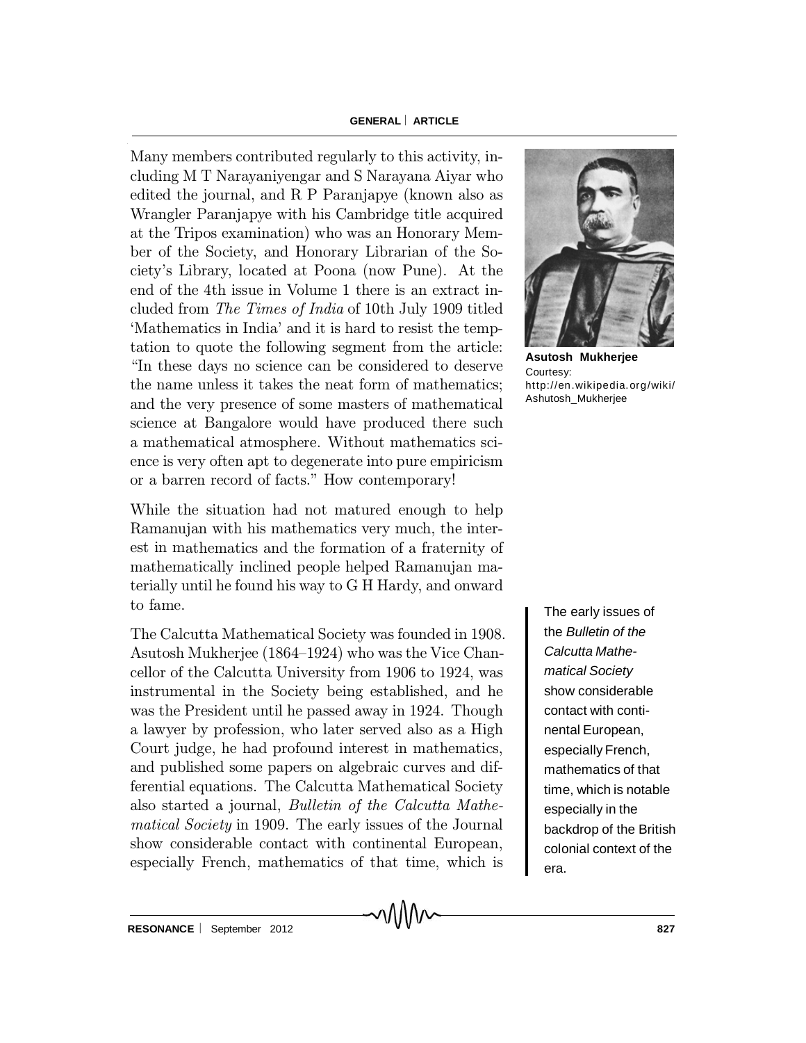Many members contributed regularly to this activity, including M T Narayaniyengar and S Narayana Aiyar who edited the journal, and R P Paranjapye (known also as Wrangler Paranjapye with his Cambridge title acquired at the Tripos examination) who was an Honorary Member of the Society, and Honorary Librarian of the Society's Library, located at Poona (now Pune). At the end of the 4th issue in Volume 1 there is an extract included from *The Times of India* of 10th July 1909 titled 'Mathematics in India' and it is hard to resist the temptation to quote the following segment from the article: "In these days no science can be considered to deserve the name unless it takes the neat form of mathematics; and the very presence of some masters of mathematical science at Bangalore would have produced there such a mathematical atmosphere. Without mathematics science is very often apt to degenerate into pure empiricism or a barren record of facts." How contemporary!

**Asutosh Mukherjee**
Courtesy:
http://en.wikipedia.org/wiki/Ashutosh_Mukherjee

While the situation had not matured enough to help Ramanujan with his mathematics very much, the interest in mathematics and the formation of a fraternity of mathematically inclined people helped Ramanujan materially until he found his way to G H Hardy, and onward to fame.

The Calcutta Mathematical Society was founded in 1908. Asutosh Mukherjee (1864–1924) who was the Vice Chancellor of the Calcutta University from 1906 to 1924, was instrumental in the Society being established, and he was the President until he passed away in 1924. Though a lawyer by profession, who later served also as a High Court judge, he had profound interest in mathematics, and published some papers on algebraic curves and differential equations. The Calcutta Mathematical Society also started a journal, *Bulletin of the Calcutta Mathematical Society* in 1909. The early issues of the Journal show considerable contact with continental European, especially French, mathematics of that time, which is

> The early issues of the *Bulletin of the Calcutta Mathematical Society* show considerable contact with continental European, especially French, mathematics of that time, which is notable especially in the backdrop of the British colonial context of the era.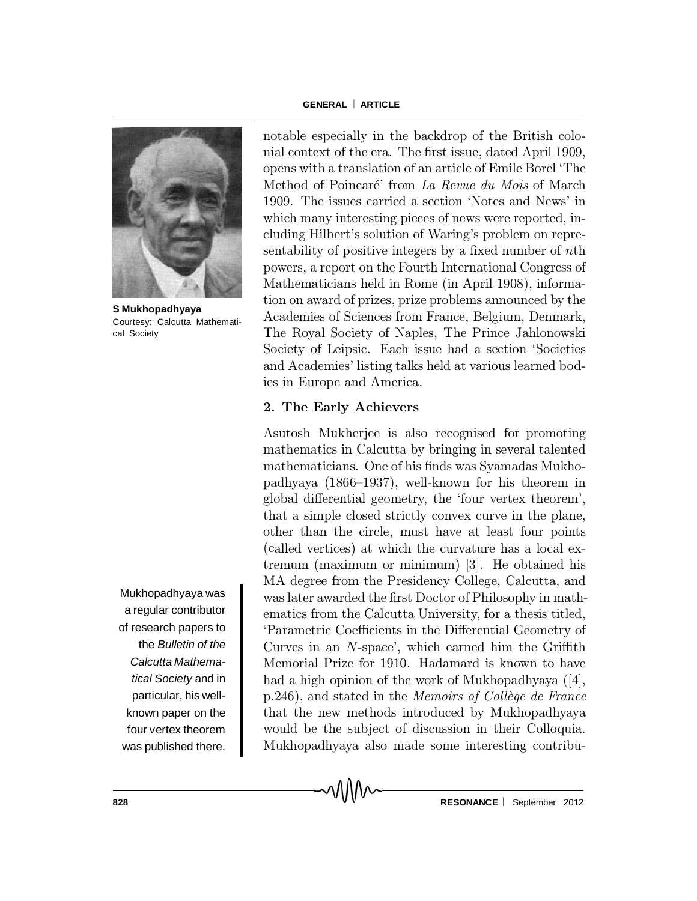notable especially in the backdrop of the British colonial context of the era. The first issue, dated April 1909, opens with a translation of an article of Emile Borel 'The Method of Poincaré' from *La Revue du Mois* of March 1909. The issues carried a section 'Notes and News' in which many interesting pieces of news were reported, including Hilbert's solution of Waring's problem on representability of positive integers by a fixed number of $n$th powers, a report on the Fourth International Congress of Mathematicians held in Rome (in April 1908), information on award of prizes, prize problems announced by the Academies of Sciences from France, Belgium, Denmark, The Royal Society of Naples, The Prince Jahlonowski Society of Leipsic. Each issue had a section 'Societies and Academies' listing talks held at various learned bodies in Europe and America.

**S Mukhopadhyaya**
Courtesy: Calcutta Mathematical Society

## 2. The Early Achievers

Asutosh Mukherjee is also recognised for promoting mathematics in Calcutta by bringing in several talented mathematicians. One of his finds was Syamadas Mukhopadhyaya (1866–1937), well-known for his theorem in global differential geometry, the 'four vertex theorem', that a simple closed strictly convex curve in the plane, other than the circle, must have at least four points (called vertices) at which the curvature has a local extremum (maximum or minimum) [3]. He obtained his MA degree from the Presidency College, Calcutta, and was later awarded the first Doctor of Philosophy in mathematics from the Calcutta University, for a thesis titled, 'Parametric Coefficients in the Differential Geometry of Curves in an $N$-space', which earned him the Griffith Memorial Prize for 1910. Hadamard is known to have had a high opinion of the work of Mukhopadhyaya ([4], p.246), and stated in the *Memoirs of Collège de France* that the new methods introduced by Mukhopadhyaya would be the subject of discussion in their Colloquia. Mukhopadhyaya also made some interesting contribu-

Mukhopadhyaya was a regular contributor of research papers to the *Bulletin of the Calcutta Mathematical Society* and in particular, his well-known paper on the four vertex theorem was published there.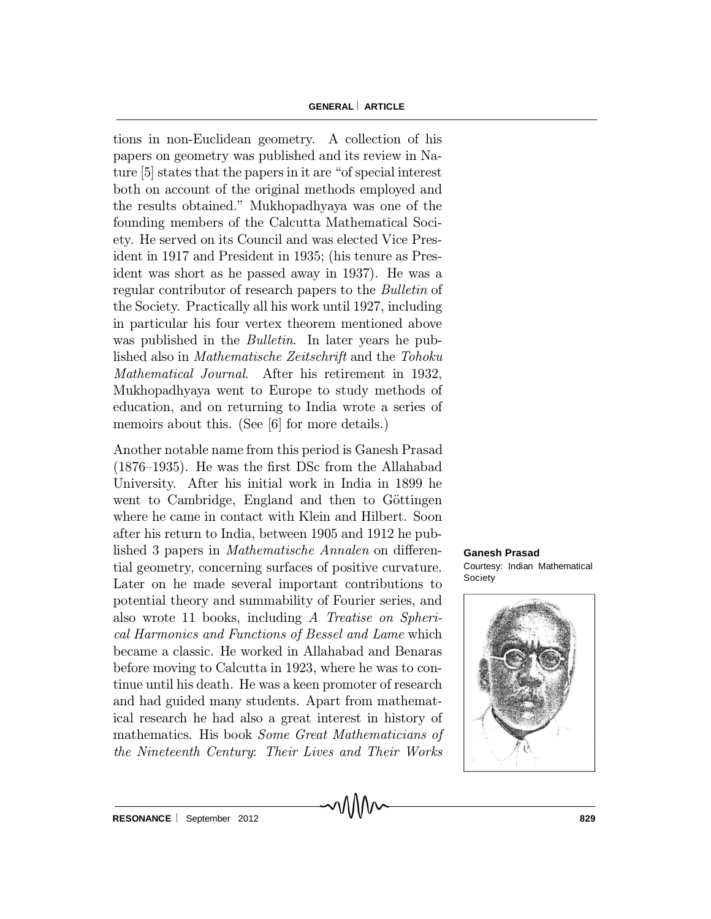tions in non-Euclidean geometry. A collection of his papers on geometry was published and its review in Nature [5] states that the papers in it are "of special interest both on account of the original methods employed and the results obtained." Mukhopadhyaya was one of the founding members of the Calcutta Mathematical Society. He served on its Council and was elected Vice President in 1917 and President in 1935; (his tenure as President was short as he passed away in 1937). He was a regular contributor of research papers to the *Bulletin* of the Society. Practically all his work until 1927, including in particular his four vertex theorem mentioned above was published in the *Bulletin*. In later years he published also in *Mathematische Zeitschrift* and the *Tohoku Mathematical Journal*. After his retirement in 1932, Mukhopadhyaya went to Europe to study methods of education, and on returning to India wrote a series of memoirs about this. (See [6] for more details.)

Another notable name from this period is Ganesh Prasad (1876–1935). He was the first DSc from the Allahabad University. After his initial work in India in 1899 he went to Cambridge, England and then to Göttingen where he came in contact with Klein and Hilbert. Soon after his return to India, between 1905 and 1912 he published 3 papers in *Mathematische Annalen* on differential geometry, concerning surfaces of positive curvature. Later on he made several important contributions to potential theory and summability of Fourier series, and also wrote 11 books, including *A Treatise on Spherical Harmonics and Functions of Bessel and Lame* which became a classic. He worked in Allahabad and Benaras before moving to Calcutta in 1923, where he was to continue until his death. He was a keen promoter of research and had guided many students. Apart from mathematical research he had also a great interest in history of mathematics. His book *Some Great Mathematicians of the Nineteenth Century: Their Lives and Their Works*

**Ganesh Prasad**
Courtesy: Indian Mathematical Society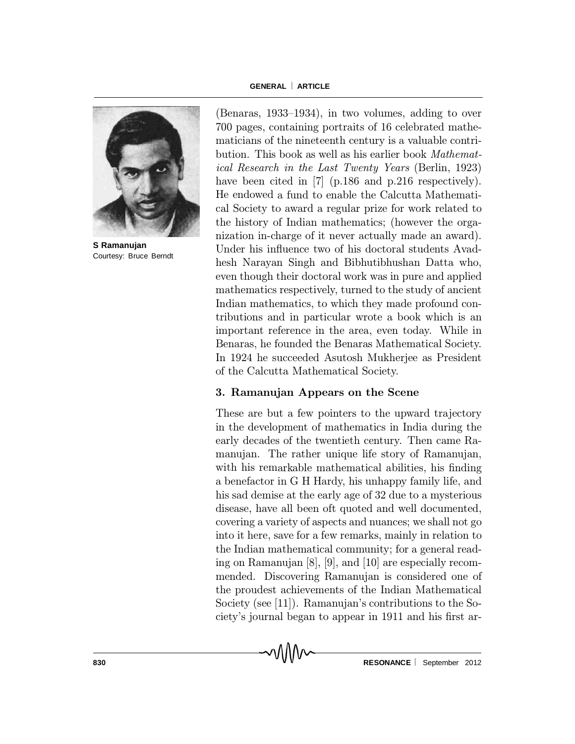(Benaras, 1933–1934), in two volumes, adding to over 700 pages, containing portraits of 16 celebrated mathematicians of the nineteenth century is a valuable contribution. This book as well as his earlier book *Mathematical Research in the Last Twenty Years* (Berlin, 1923) have been cited in [7] (p.186 and p.216 respectively). He endowed a fund to enable the Calcutta Mathematical Society to award a regular prize for work related to the history of Indian mathematics; (however the organization in-charge of it never actually made an award). Under his influence two of his doctoral students Avadhesh Narayan Singh and Bibhutibhushan Datta who, even though their doctoral work was in pure and applied mathematics respectively, turned to the study of ancient Indian mathematics, to which they made profound contributions and in particular wrote a book which is an important reference in the area, even today. While in Benaras, he founded the Benaras Mathematical Society. In 1924 he succeeded Asutosh Mukherjee as President of the Calcutta Mathematical Society.

**S Ramanujan**
Courtesy: Bruce Berndt

### 3. Ramanujan Appears on the Scene

These are but a few pointers to the upward trajectory in the development of mathematics in India during the early decades of the twentieth century. Then came Ramanujan. The rather unique life story of Ramanujan, with his remarkable mathematical abilities, his finding a benefactor in G H Hardy, his unhappy family life, and his sad demise at the early age of 32 due to a mysterious disease, have all been oft quoted and well documented, covering a variety of aspects and nuances; we shall not go into it here, save for a few remarks, mainly in relation to the Indian mathematical community; for a general reading on Ramanujan [8], [9], and [10] are especially recommended. Discovering Ramanujan is considered one of the proudest achievements of the Indian Mathematical Society (see [11]). Ramanujan's contributions to the Society's journal began to appear in 1911 and his first ar-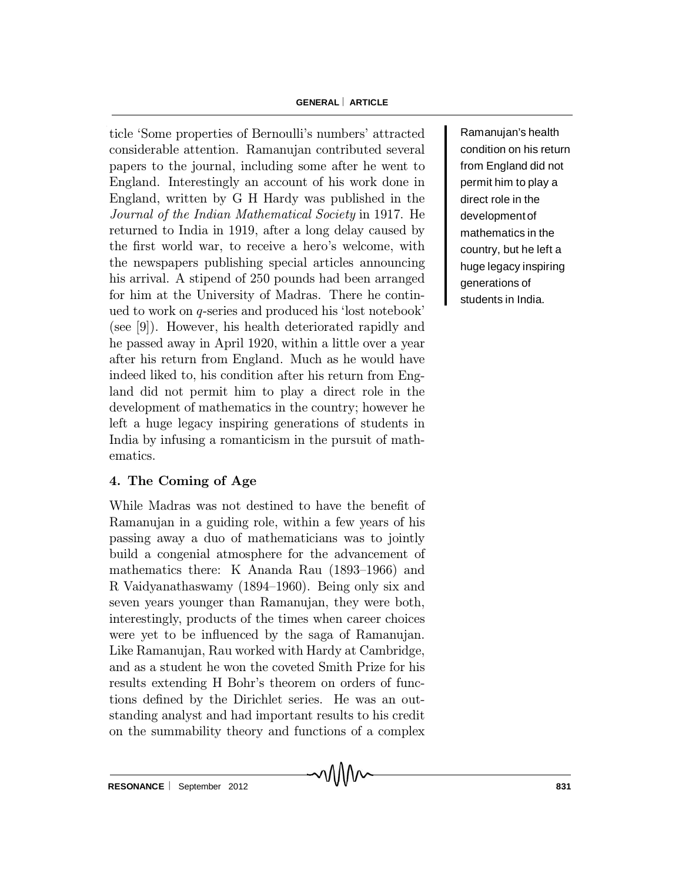ticle 'Some properties of Bernoulli's numbers' attracted considerable attention. Ramanujan contributed several papers to the journal, including some after he went to England. Interestingly an account of his work done in England, written by G H Hardy was published in the *Journal of the Indian Mathematical Society* in 1917. He returned to India in 1919, after a long delay caused by the first world war, to receive a hero's welcome, with the newspapers publishing special articles announcing his arrival. A stipend of 250 pounds had been arranged for him at the University of Madras. There he continued to work on $q$-series and produced his 'lost notebook' (see [9]). However, his health deteriorated rapidly and he passed away in April 1920, within a little over a year after his return from England. Much as he would have indeed liked to, his condition after his return from England did not permit him to play a direct role in the development of mathematics in the country; however he left a huge legacy inspiring generations of students in India by infusing a romanticism in the pursuit of mathematics.

Ramanujan's health condition on his return from England did not permit him to play a direct role in the development of mathematics in the country, but he left a huge legacy inspiring generations of students in India.

## 4. The Coming of Age

While Madras was not destined to have the benefit of Ramanujan in a guiding role, within a few years of his passing away a duo of mathematicians was to jointly build a congenial atmosphere for the advancement of mathematics there: K Ananda Rau (1893–1966) and R Vaidyanathaswamy (1894–1960). Being only six and seven years younger than Ramanujan, they were both, interestingly, products of the times when career choices were yet to be influenced by the saga of Ramanujan. Like Ramanujan, Rau worked with Hardy at Cambridge, and as a student he won the coveted Smith Prize for his results extending H Bohr's theorem on orders of functions defined by the Dirichlet series. He was an outstanding analyst and had important results to his credit on the summability theory and functions of a complex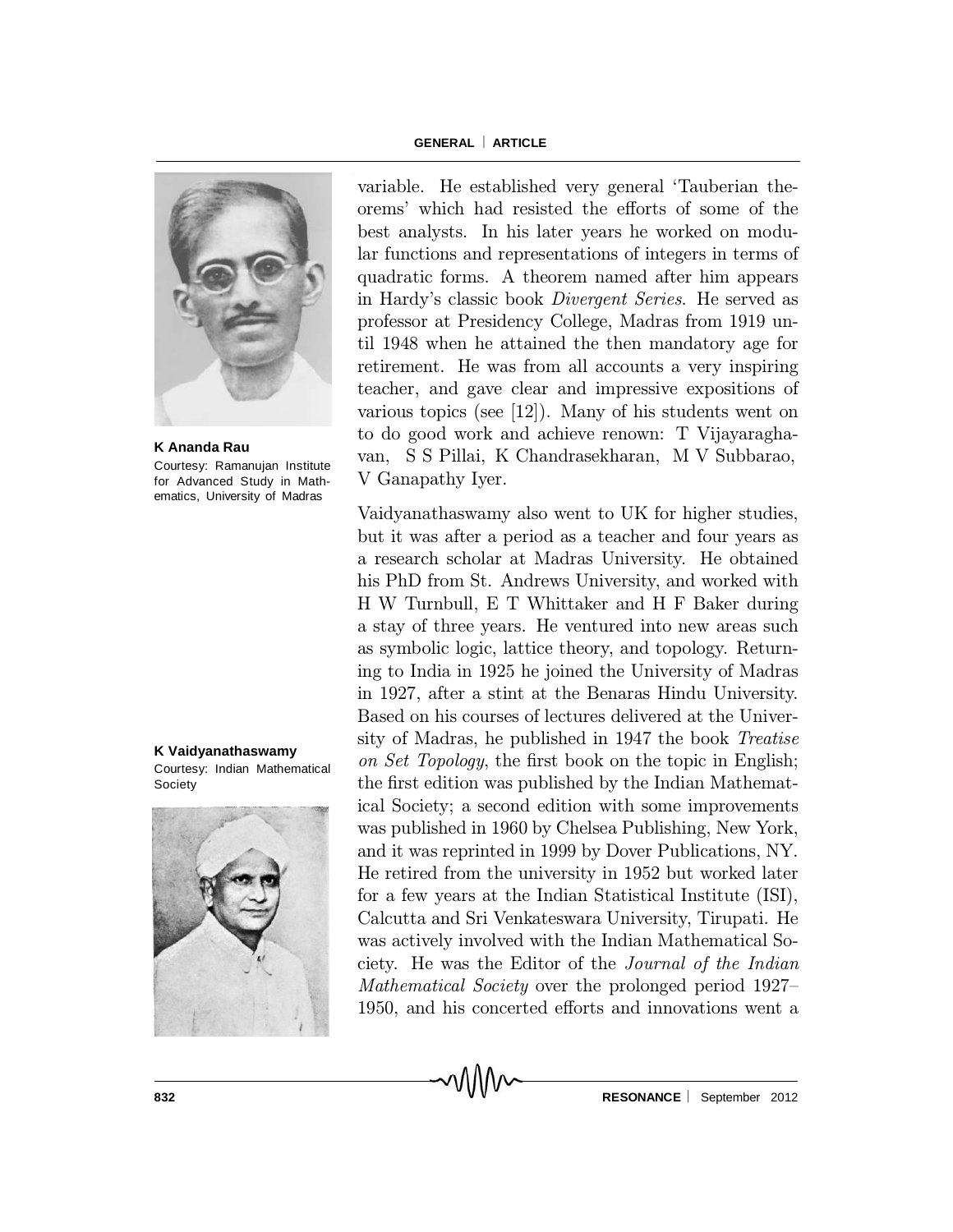variable. He established very general 'Tauberian theorems' which had resisted the efforts of some of the best analysts. In his later years he worked on modular functions and representations of integers in terms of quadratic forms. A theorem named after him appears in Hardy's classic book *Divergent Series*. He served as professor at Presidency College, Madras from 1919 until 1948 when he attained the then mandatory age for retirement. He was from all accounts a very inspiring teacher, and gave clear and impressive expositions of various topics (see [12]). Many of his students went on to do good work and achieve renown: T Vijayaraghavan, S S Pillai, K Chandrasekharan, M V Subbarao, V Ganapathy Iyer.

**K Ananda Rau**
Courtesy: Ramanujan Institute for Advanced Study in Mathematics, University of Madras

Vaidyanathaswamy also went to UK for higher studies, but it was after a period as a teacher and four years as a research scholar at Madras University. He obtained his PhD from St. Andrews University, and worked with H W Turnbull, E T Whittaker and H F Baker during a stay of three years. He ventured into new areas such as symbolic logic, lattice theory, and topology. Returning to India in 1925 he joined the University of Madras in 1927, after a stint at the Benaras Hindu University. Based on his courses of lectures delivered at the University of Madras, he published in 1947 the book *Treatise on Set Topology*, the first book on the topic in English; the first edition was published by the Indian Mathematical Society; a second edition with some improvements was published in 1960 by Chelsea Publishing, New York, and it was reprinted in 1999 by Dover Publications, NY. He retired from the university in 1952 but worked later for a few years at the Indian Statistical Institute (ISI), Calcutta and Sri Venkateswara University, Tirupati. He was actively involved with the Indian Mathematical Society. He was the Editor of the *Journal of the Indian Mathematical Society* over the prolonged period 1927–1950, and his concerted efforts and innovations went a

**K Vaidyanathaswamy**
Courtesy: Indian Mathematical Society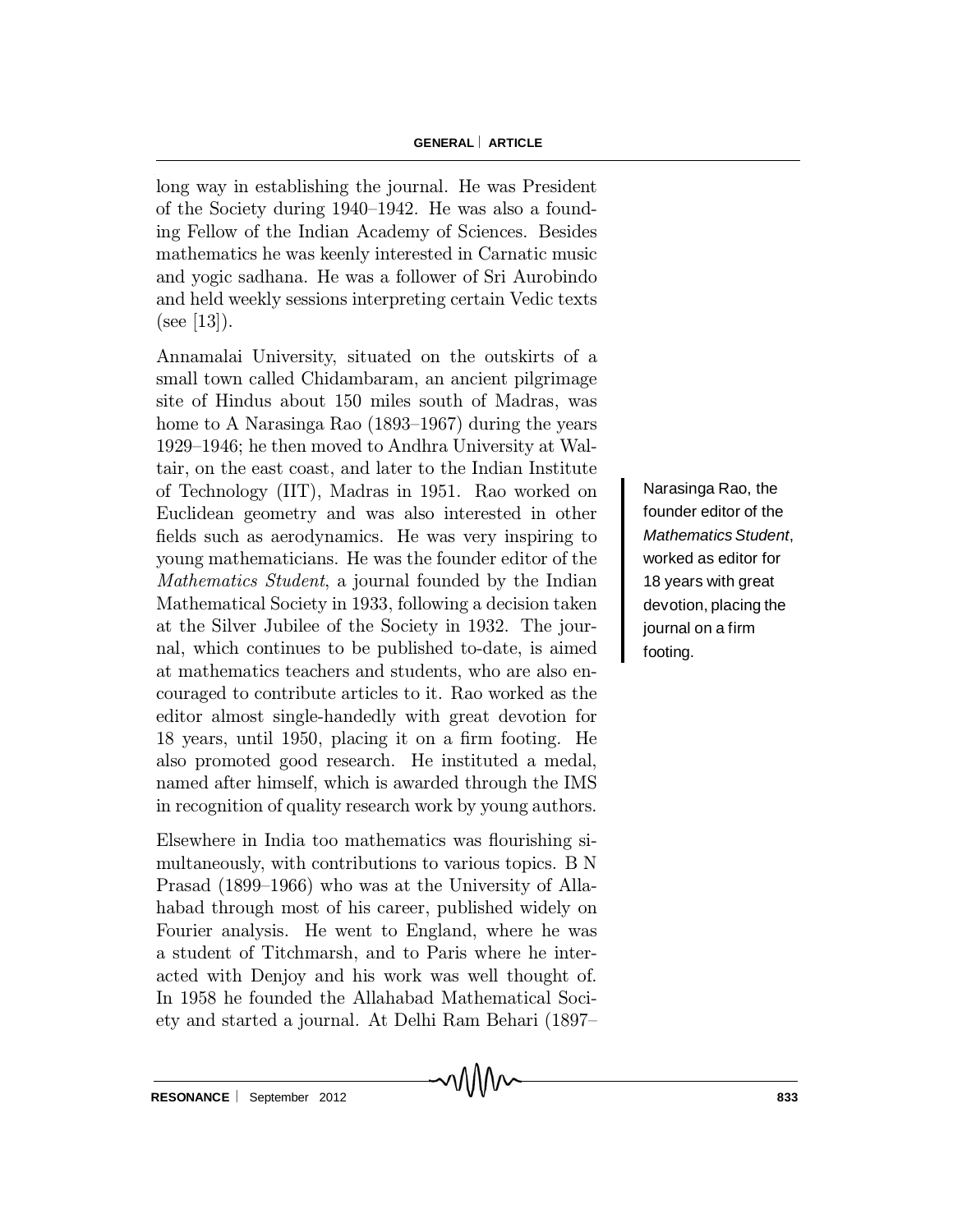long way in establishing the journal. He was President of the Society during 1940–1942. He was also a founding Fellow of the Indian Academy of Sciences. Besides mathematics he was keenly interested in Carnatic music and yogic sadhana. He was a follower of Sri Aurobindo and held weekly sessions interpreting certain Vedic texts (see [13]).

Annamalai University, situated on the outskirts of a small town called Chidambaram, an ancient pilgrimage site of Hindus about 150 miles south of Madras, was home to A Narasinga Rao (1893–1967) during the years 1929–1946; he then moved to Andhra University at Waltair, on the east coast, and later to the Indian Institute of Technology (IIT), Madras in 1951. Rao worked on Euclidean geometry and was also interested in other fields such as aerodynamics. He was very inspiring to young mathematicians. He was the founder editor of the *Mathematics Student*, a journal founded by the Indian Mathematical Society in 1933, following a decision taken at the Silver Jubilee of the Society in 1932. The journal, which continues to be published to-date, is aimed at mathematics teachers and students, who are also encouraged to contribute articles to it. Rao worked as the editor almost single-handedly with great devotion for 18 years, until 1950, placing it on a firm footing. He also promoted good research. He instituted a medal, named after himself, which is awarded through the IMS in recognition of quality research work by young authors.

Narasinga Rao, the founder editor of the *Mathematics Student*, worked as editor for 18 years with great devotion, placing the journal on a firm footing.

Elsewhere in India too mathematics was flourishing simultaneously, with contributions to various topics. B N Prasad (1899–1966) who was at the University of Allahabad through most of his career, published widely on Fourier analysis. He went to England, where he was a student of Titchmarsh, and to Paris where he interacted with Denjoy and his work was well thought of. In 1958 he founded the Allahabad Mathematical Society and started a journal. At Delhi Ram Behari (1897–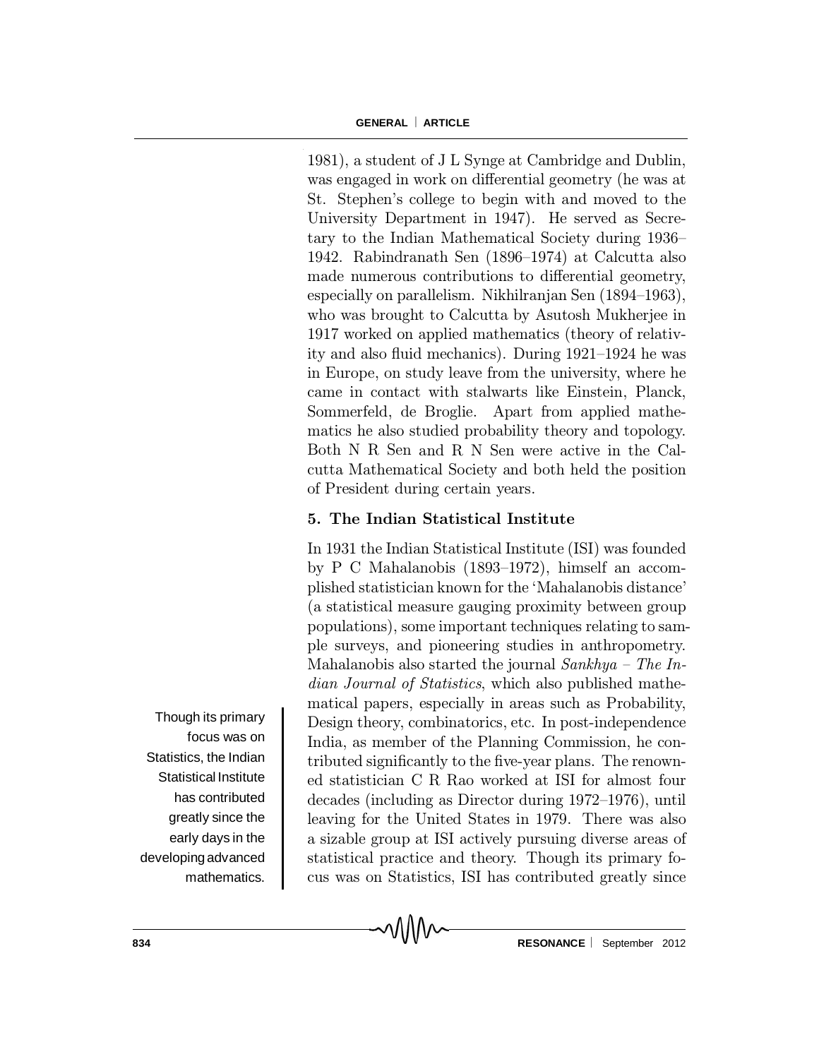1981), a student of J L Synge at Cambridge and Dublin, was engaged in work on differential geometry (he was at St. Stephen's college to begin with and moved to the University Department in 1947). He served as Secretary to the Indian Mathematical Society during 1936–1942. Rabindranath Sen (1896–1974) at Calcutta also made numerous contributions to differential geometry, especially on parallelism. Nikhilranjan Sen (1894–1963), who was brought to Calcutta by Asutosh Mukherjee in 1917 worked on applied mathematics (theory of relativity and also fluid mechanics). During 1921–1924 he was in Europe, on study leave from the university, where he came in contact with stalwarts like Einstein, Planck, Sommerfeld, de Broglie. Apart from applied mathematics he also studied probability theory and topology. Both N R Sen and R N Sen were active in the Calcutta Mathematical Society and both held the position of President during certain years.

## 5. The Indian Statistical Institute

In 1931 the Indian Statistical Institute (ISI) was founded by P C Mahalanobis (1893–1972), himself an accomplished statistician known for the 'Mahalanobis distance' (a statistical measure gauging proximity between group populations), some important techniques relating to sample surveys, and pioneering studies in anthropometry. Mahalanobis also started the journal *Sankhya – The Indian Journal of Statistics*, which also published mathematical papers, especially in areas such as Probability, Design theory, combinatorics, etc. In post-independence India, as member of the Planning Commission, he contributed significantly to the five-year plans. The renowned statistician C R Rao worked at ISI for almost four decades (including as Director during 1972–1976), until leaving for the United States in 1979. There was also a sizable group at ISI actively pursuing diverse areas of statistical practice and theory. Though its primary focus was on Statistics, ISI has contributed greatly since

Though its primary focus was on Statistics, the Indian Statistical Institute has contributed greatly since the early days in the developing advanced mathematics.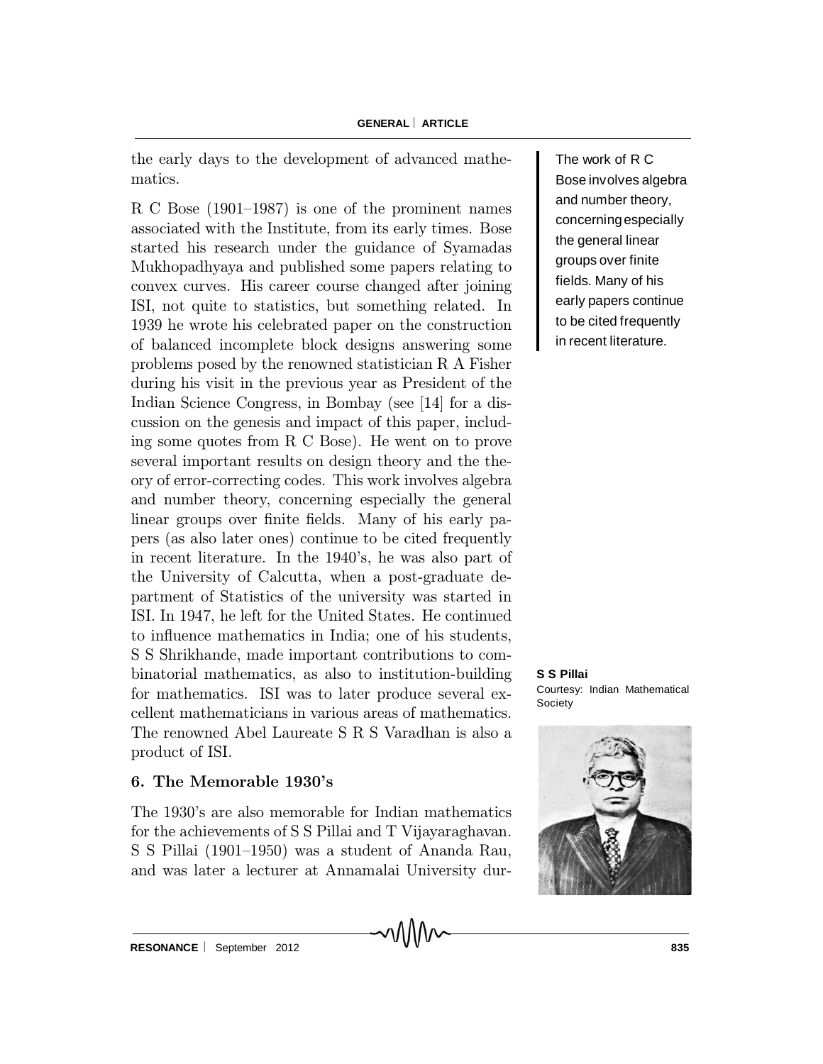the early days to the development of advanced mathematics.

R C Bose (1901–1987) is one of the prominent names associated with the Institute, from its early times. Bose started his research under the guidance of Syamadas Mukhopadhyaya and published some papers relating to convex curves. His career course changed after joining ISI, not quite to statistics, but something related. In 1939 he wrote his celebrated paper on the construction of balanced incomplete block designs answering some problems posed by the renowned statistician R A Fisher during his visit in the previous year as President of the Indian Science Congress, in Bombay (see [14] for a discussion on the genesis and impact of this paper, including some quotes from R C Bose). He went on to prove several important results on design theory and the theory of error-correcting codes. This work involves algebra and number theory, concerning especially the general linear groups over finite fields. Many of his early papers (as also later ones) continue to be cited frequently in recent literature. In the 1940's, he was also part of the University of Calcutta, when a post-graduate department of Statistics of the university was started in ISI. In 1947, he left for the United States. He continued to influence mathematics in India; one of his students, S S Shrikhande, made important contributions to combinatorial mathematics, as also to institution-building for mathematics. ISI was to later produce several excellent mathematicians in various areas of mathematics. The renowned Abel Laureate S R S Varadhan is also a product of ISI.

> The work of R C Bose involves algebra and number theory, concerning especially the general linear groups over finite fields. Many of his early papers continue to be cited frequently in recent literature.

**S S Pillai**
Courtesy: Indian Mathematical Society

## 6. The Memorable 1930's

The 1930's are also memorable for Indian mathematics for the achievements of S S Pillai and T Vijayaraghavan. S S Pillai (1901–1950) was a student of Ananda Rau, and was later a lecturer at Annamalai University dur-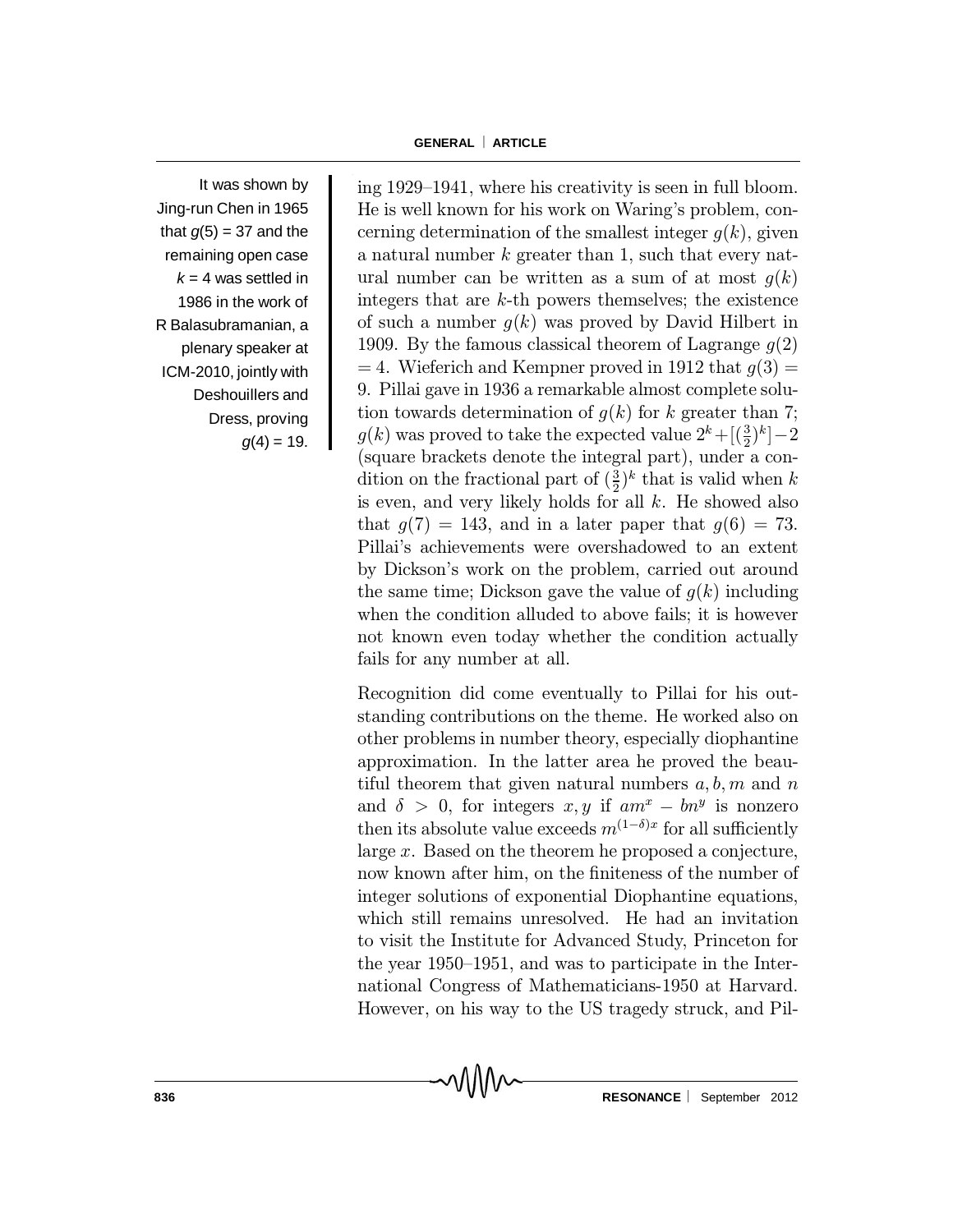It was shown by Jing-run Chen in 1965 that $g(5) = 37$ and the remaining open case $k = 4$ was settled in 1986 in the work of R Balasubramanian, a plenary speaker at ICM-2010, jointly with Deshouillers and Dress, proving $g(4) = 19$.

ing 1929–1941, where his creativity is seen in full bloom. He is well known for his work on Waring's problem, concerning determination of the smallest integer $g(k)$, given a natural number $k$ greater than 1, such that every natural number can be written as a sum of at most $g(k)$ integers that are $k$-th powers themselves; the existence of such a number $g(k)$ was proved by David Hilbert in 1909. By the famous classical theorem of Lagrange $g(2) = 4$. Wieferich and Kempner proved in 1912 that $g(3) = 9$. Pillai gave in 1936 a remarkable almost complete solution towards determination of $g(k)$ for $k$ greater than 7; $g(k)$ was proved to take the expected value $2^k + [(\frac{3}{2})^k] - 2$ (square brackets denote the integral part), under a condition on the fractional part of $(\frac{3}{2})^k$ that is valid when $k$ is even, and very likely holds for all $k$. He showed also that $g(7) = 143$, and in a later paper that $g(6) = 73$. Pillai's achievements were overshadowed to an extent by Dickson's work on the problem, carried out around the same time; Dickson gave the value of $g(k)$ including when the condition alluded to above fails; it is however not known even today whether the condition actually fails for any number at all.

Recognition did come eventually to Pillai for his outstanding contributions on the theme. He worked also on other problems in number theory, especially diophantine approximation. In the latter area he proved the beautiful theorem that given natural numbers $a, b, m$ and $n$ and $\delta > 0$, for integers $x, y$ if $am^x - bn^y$ is nonzero then its absolute value exceeds $m^{(1-\delta)x}$ for all sufficiently large $x$. Based on the theorem he proposed a conjecture, now known after him, on the finiteness of the number of integer solutions of exponential Diophantine equations, which still remains unresolved. He had an invitation to visit the Institute for Advanced Study, Princeton for the year 1950–1951, and was to participate in the International Congress of Mathematicians-1950 at Harvard. However, on his way to the US tragedy struck, and Pil-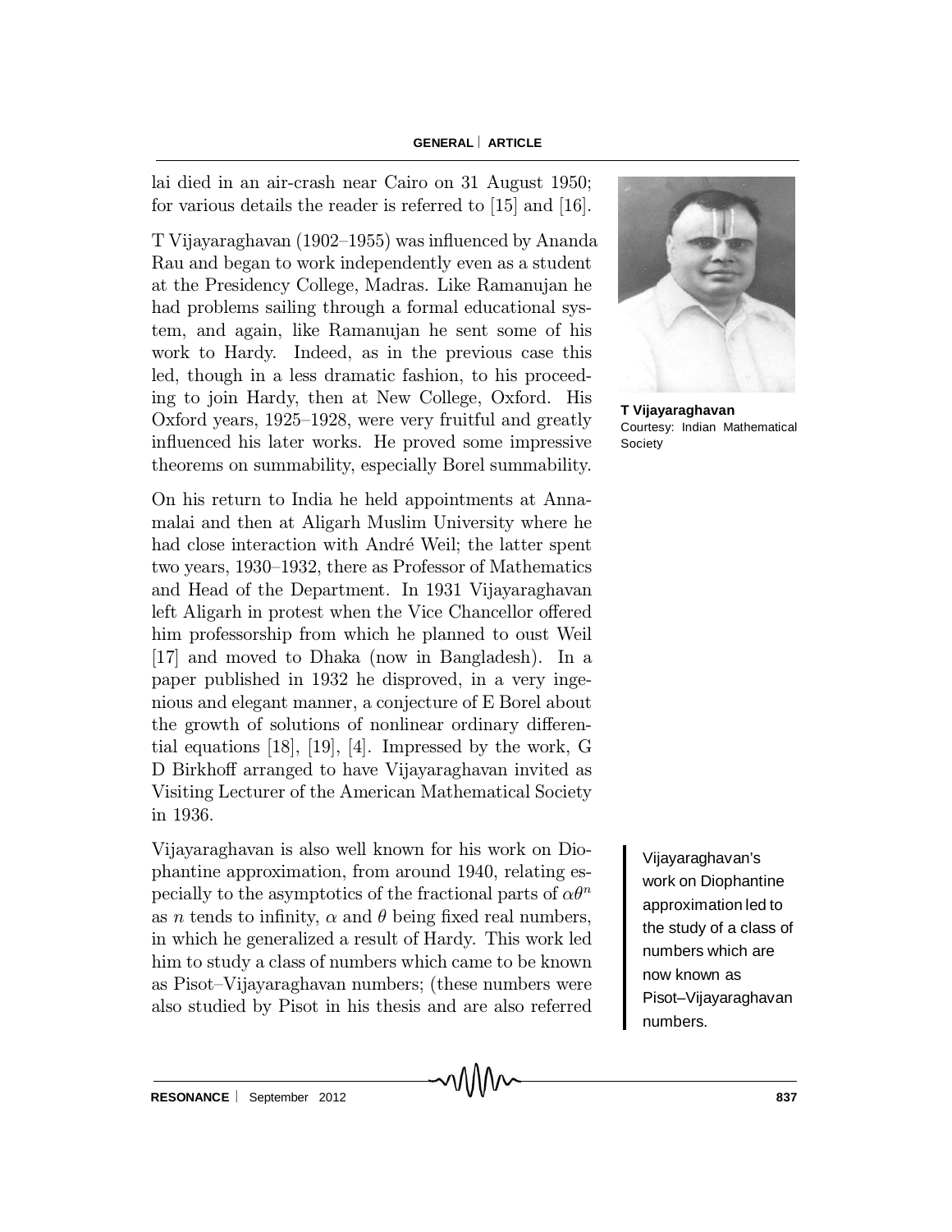lai died in an air-crash near Cairo on 31 August 1950; for various details the reader is referred to [15] and [16].

T Vijayaraghavan (1902–1955) was influenced by Ananda Rau and began to work independently even as a student at the Presidency College, Madras. Like Ramanujan he had problems sailing through a formal educational system, and again, like Ramanujan he sent some of his work to Hardy. Indeed, as in the previous case this led, though in a less dramatic fashion, to his proceeding to join Hardy, then at New College, Oxford. His Oxford years, 1925–1928, were very fruitful and greatly influenced his later works. He proved some impressive theorems on summability, especially Borel summability.

**T Vijayaraghavan**
Courtesy: Indian Mathematical Society

On his return to India he held appointments at Annamalai and then at Aligarh Muslim University where he had close interaction with André Weil; the latter spent two years, 1930–1932, there as Professor of Mathematics and Head of the Department. In 1931 Vijayaraghavan left Aligarh in protest when the Vice Chancellor offered him professorship from which he planned to oust Weil [17] and moved to Dhaka (now in Bangladesh). In a paper published in 1932 he disproved, in a very ingenious and elegant manner, a conjecture of E Borel about the growth of solutions of nonlinear ordinary differential equations [18], [19], [4]. Impressed by the work, G D Birkhoff arranged to have Vijayaraghavan invited as Visiting Lecturer of the American Mathematical Society in 1936.

Vijayaraghavan is also well known for his work on Diophantine approximation, from around 1940, relating especially to the asymptotics of the fractional parts of $\alpha\theta^n$ as $n$ tends to infinity, $\alpha$ and $\theta$ being fixed real numbers, in which he generalized a result of Hardy. This work led him to study a class of numbers which came to be known as Pisot–Vijayaraghavan numbers; (these numbers were also studied by Pisot in his thesis and are also referred

> Vijayaraghavan's work on Diophantine approximation led to the study of a class of numbers which are now known as Pisot–Vijayaraghavan numbers.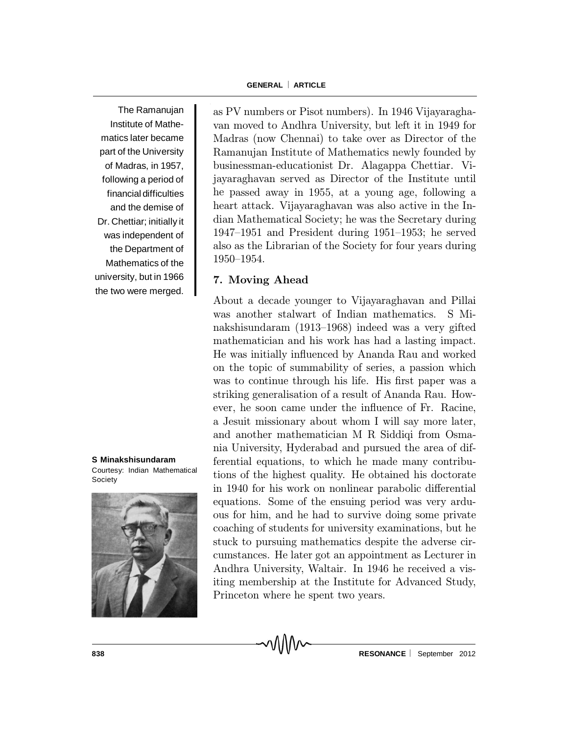as PV numbers or Pisot numbers). In 1946 Vijayaraghavan moved to Andhra University, but left it in 1949 for Madras (now Chennai) to take over as Director of the Ramanujan Institute of Mathematics newly founded by businessman-educationist Dr. Alagappa Chettiar. Vijayaraghavan served as Director of the Institute until he passed away in 1955, at a young age, following a heart attack. Vijayaraghavan was also active in the Indian Mathematical Society; he was the Secretary during 1947–1951 and President during 1951–1953; he served also as the Librarian of the Society for four years during 1950–1954.

The Ramanujan Institute of Mathematics later became part of the University of Madras, in 1957, following a period of financial difficulties and the demise of Dr. Chettiar; initially it was independent of the Department of Mathematics of the university, but in 1966 the two were merged.

## 7. Moving Ahead

About a decade younger to Vijayaraghavan and Pillai was another stalwart of Indian mathematics. S Minakshisundaram (1913–1968) indeed was a very gifted mathematician and his work has had a lasting impact. He was initially influenced by Ananda Rau and worked on the topic of summability of series, a passion which was to continue through his life. His first paper was a striking generalisation of a result of Ananda Rau. However, he soon came under the influence of Fr. Racine, a Jesuit missionary about whom I will say more later, and another mathematician M R Siddiqi from Osmania University, Hyderabad and pursued the area of differential equations, to which he made many contributions of the highest quality. He obtained his doctorate in 1940 for his work on nonlinear parabolic differential equations. Some of the ensuing period was very arduous for him, and he had to survive doing some private coaching of students for university examinations, but he stuck to pursuing mathematics despite the adverse circumstances. He later got an appointment as Lecturer in Andhra University, Waltair. In 1946 he received a visiting membership at the Institute for Advanced Study, Princeton where he spent two years.

**S Minakshisundaram**
Courtesy: Indian Mathematical Society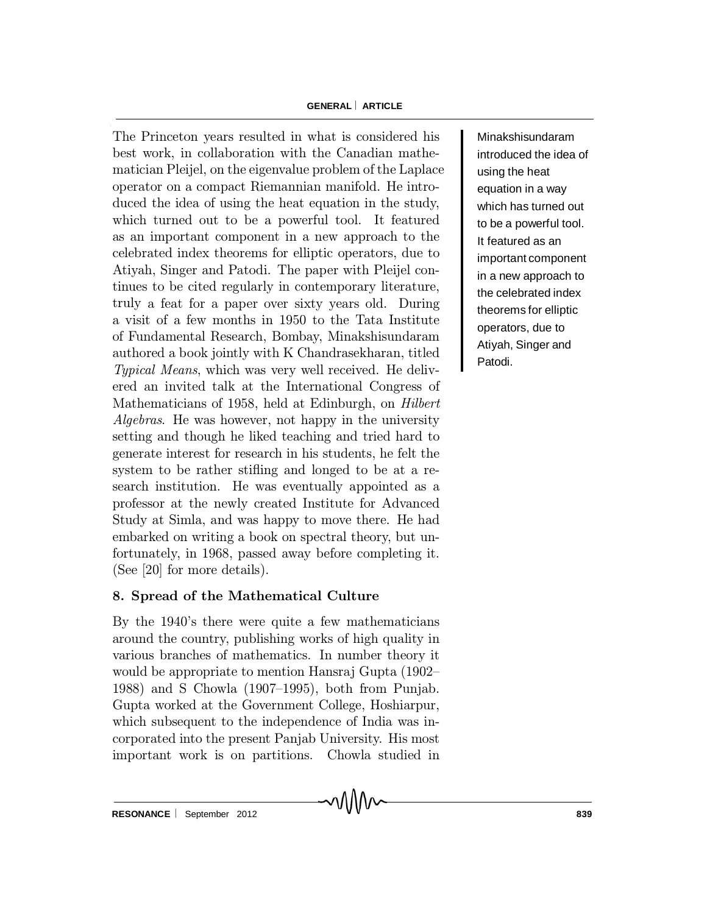The Princeton years resulted in what is considered his best work, in collaboration with the Canadian mathematician Pleijel, on the eigenvalue problem of the Laplace operator on a compact Riemannian manifold. He introduced the idea of using the heat equation in the study, which turned out to be a powerful tool. It featured as an important component in a new approach to the celebrated index theorems for elliptic operators, due to Atiyah, Singer and Patodi. The paper with Pleijel continues to be cited regularly in contemporary literature, truly a feat for a paper over sixty years old. During a visit of a few months in 1950 to the Tata Institute of Fundamental Research, Bombay, Minakshisundaram authored a book jointly with K Chandrasekharan, titled *Typical Means*, which was very well received. He delivered an invited talk at the International Congress of Mathematicians of 1958, held at Edinburgh, on *Hilbert Algebras*. He was however, not happy in the university setting and though he liked teaching and tried hard to generate interest for research in his students, he felt the system to be rather stifling and longed to be at a research institution. He was eventually appointed as a professor at the newly created Institute for Advanced Study at Simla, and was happy to move there. He had embarked on writing a book on spectral theory, but unfortunately, in 1968, passed away before completing it. (See [20] for more details).

Minakshisundaram introduced the idea of using the heat equation in a way which has turned out to be a powerful tool. It featured as an important component in a new approach to the celebrated index theorems for elliptic operators, due to Atiyah, Singer and Patodi.

## 8. Spread of the Mathematical Culture

By the 1940's there were quite a few mathematicians around the country, publishing works of high quality in various branches of mathematics. In number theory it would be appropriate to mention Hansraj Gupta (1902–1988) and S Chowla (1907–1995), both from Punjab. Gupta worked at the Government College, Hoshiarpur, which subsequent to the independence of India was incorporated into the present Panjab University. His most important work is on partitions. Chowla studied in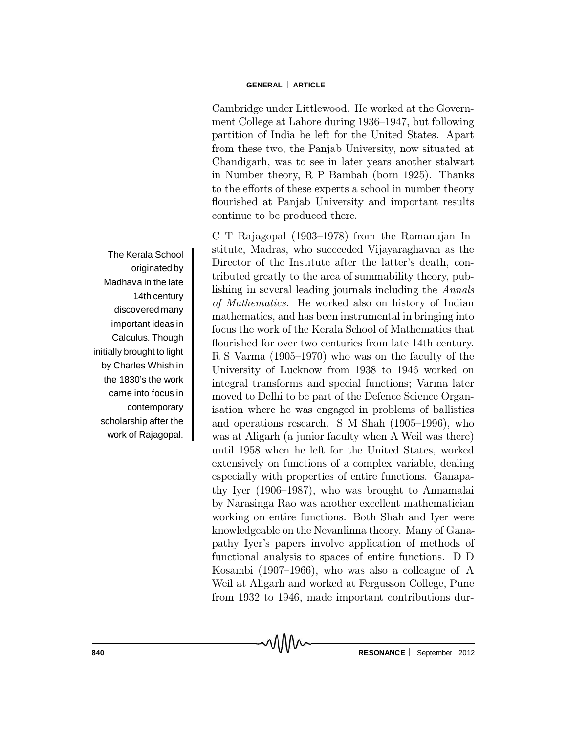Cambridge under Littlewood. He worked at the Government College at Lahore during 1936–1947, but following partition of India he left for the United States. Apart from these two, the Panjab University, now situated at Chandigarh, was to see in later years another stalwart in Number theory, R P Bambah (born 1925). Thanks to the efforts of these experts a school in number theory flourished at Panjab University and important results continue to be produced there.

> The Kerala School originated by Madhava in the late 14th century discovered many important ideas in Calculus. Though initially brought to light by Charles Whish in the 1830's the work came into focus in contemporary scholarship after the work of Rajagopal.

C T Rajagopal (1903–1978) from the Ramanujan Institute, Madras, who succeeded Vijayaraghavan as the Director of the Institute after the latter's death, contributed greatly to the area of summability theory, publishing in several leading journals including the *Annals of Mathematics*. He worked also on history of Indian mathematics, and has been instrumental in bringing into focus the work of the Kerala School of Mathematics that flourished for over two centuries from late 14th century. R S Varma (1905–1970) who was on the faculty of the University of Lucknow from 1938 to 1946 worked on integral transforms and special functions; Varma later moved to Delhi to be part of the Defence Science Organisation where he was engaged in problems of ballistics and operations research. S M Shah (1905–1996), who was at Aligarh (a junior faculty when A Weil was there) until 1958 when he left for the United States, worked extensively on functions of a complex variable, dealing especially with properties of entire functions. Ganapathy Iyer (1906–1987), who was brought to Annamalai by Narasinga Rao was another excellent mathematician working on entire functions. Both Shah and Iyer were knowledgeable on the Nevanlinna theory. Many of Ganapathy Iyer's papers involve application of methods of functional analysis to spaces of entire functions. D D Kosambi (1907–1966), who was also a colleague of A Weil at Aligarh and worked at Fergusson College, Pune from 1932 to 1946, made important contributions dur-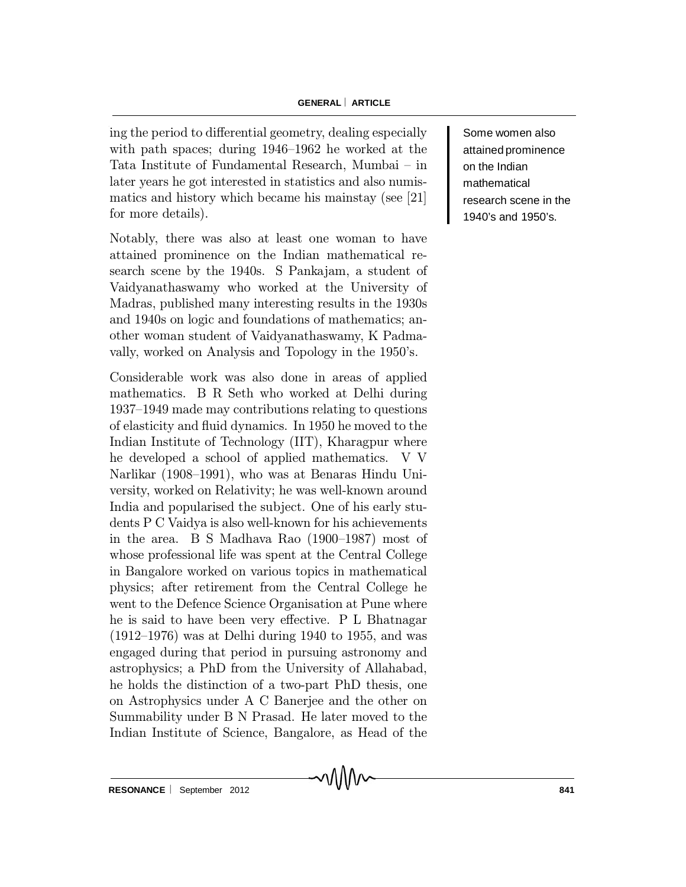ing the period to differential geometry, dealing especially with path spaces; during 1946–1962 he worked at the Tata Institute of Fundamental Research, Mumbai – in later years he got interested in statistics and also numismatics and history which became his mainstay (see [21] for more details).

Some women also attained prominence on the Indian mathematical research scene in the 1940's and 1950's.

Notably, there was also at least one woman to have attained prominence on the Indian mathematical research scene by the 1940s. S Pankajam, a student of Vaidyanathaswamy who worked at the University of Madras, published many interesting results in the 1930s and 1940s on logic and foundations of mathematics; another woman student of Vaidyanathaswamy, K Padmavally, worked on Analysis and Topology in the 1950's.

Considerable work was also done in areas of applied mathematics. B R Seth who worked at Delhi during 1937–1949 made may contributions relating to questions of elasticity and fluid dynamics. In 1950 he moved to the Indian Institute of Technology (IIT), Kharagpur where he developed a school of applied mathematics. V V Narlikar (1908–1991), who was at Benaras Hindu University, worked on Relativity; he was well-known around India and popularised the subject. One of his early students P C Vaidya is also well-known for his achievements in the area. B S Madhava Rao (1900–1987) most of whose professional life was spent at the Central College in Bangalore worked on various topics in mathematical physics; after retirement from the Central College he went to the Defence Science Organisation at Pune where he is said to have been very effective. P L Bhatnagar (1912–1976) was at Delhi during 1940 to 1955, and was engaged during that period in pursuing astronomy and astrophysics; a PhD from the University of Allahabad, he holds the distinction of a two-part PhD thesis, one on Astrophysics under A C Banerjee and the other on Summability under B N Prasad. He later moved to the Indian Institute of Science, Bangalore, as Head of the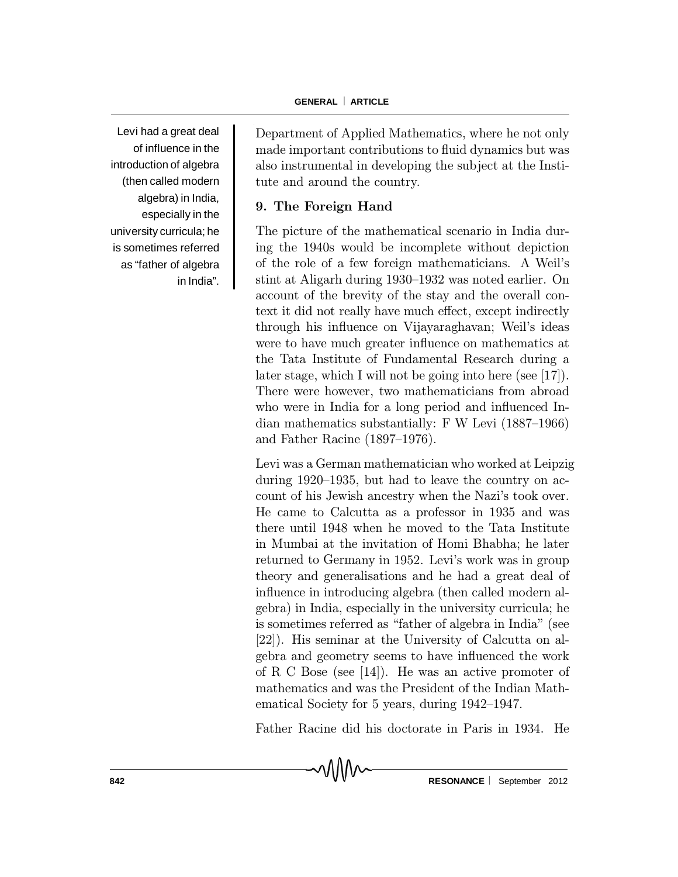Levi had a great deal of influence in the introduction of algebra (then called modern algebra) in India, especially in the university curricula; he is sometimes referred as "father of algebra in India".

Department of Applied Mathematics, where he not only made important contributions to fluid dynamics but was also instrumental in developing the subject at the Institute and around the country.

### 9. The Foreign Hand

The picture of the mathematical scenario in India during the 1940s would be incomplete without depiction of the role of a few foreign mathematicians. A Weil's stint at Aligarh during 1930–1932 was noted earlier. On account of the brevity of the stay and the overall context it did not really have much effect, except indirectly through his influence on Vijayaraghavan; Weil's ideas were to have much greater influence on mathematics at the Tata Institute of Fundamental Research during a later stage, which I will not be going into here (see [17]). There were however, two mathematicians from abroad who were in India for a long period and influenced Indian mathematics substantially: F W Levi (1887–1966) and Father Racine (1897–1976).

Levi was a German mathematician who worked at Leipzig during 1920–1935, but had to leave the country on account of his Jewish ancestry when the Nazi's took over. He came to Calcutta as a professor in 1935 and was there until 1948 when he moved to the Tata Institute in Mumbai at the invitation of Homi Bhabha; he later returned to Germany in 1952. Levi's work was in group theory and generalisations and he had a great deal of influence in introducing algebra (then called modern algebra) in India, especially in the university curricula; he is sometimes referred as "father of algebra in India" (see [22]). His seminar at the University of Calcutta on algebra and geometry seems to have influenced the work of R C Bose (see [14]). He was an active promoter of mathematics and was the President of the Indian Mathematical Society for 5 years, during 1942–1947.

Father Racine did his doctorate in Paris in 1934. He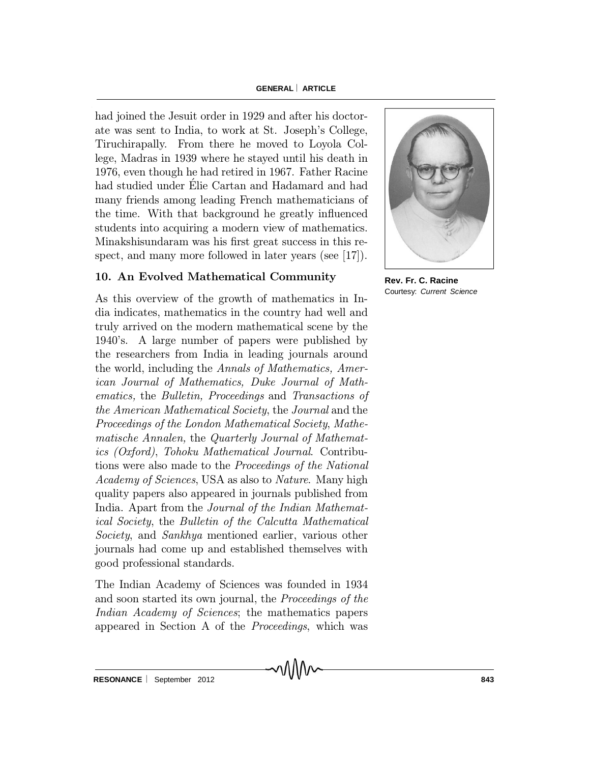had joined the Jesuit order in 1929 and after his doctorate was sent to India, to work at St. Joseph's College, Tiruchirapally. From there he moved to Loyola College, Madras in 1939 where he stayed until his death in 1976, even though he had retired in 1967. Father Racine had studied under Élie Cartan and Hadamard and had many friends among leading French mathematicians of the time. With that background he greatly influenced students into acquiring a modern view of mathematics. Minakshisundaram was his first great success in this respect, and many more followed in later years (see [17]).

**Rev. Fr. C. Racine**
Courtesy: *Current Science*

## 10. An Evolved Mathematical Community

As this overview of the growth of mathematics in India indicates, mathematics in the country had well and truly arrived on the modern mathematical scene by the 1940's. A large number of papers were published by the researchers from India in leading journals around the world, including the *Annals of Mathematics, American Journal of Mathematics, Duke Journal of Mathematics,* the *Bulletin, Proceedings* and *Transactions of the American Mathematical Society*, the *Journal* and the *Proceedings of the London Mathematical Society*, *Mathematische Annalen,* the *Quarterly Journal of Mathematics (Oxford)*, *Tohoku Mathematical Journal*. Contributions were also made to the *Proceedings of the National Academy of Sciences*, USA as also to *Nature*. Many high quality papers also appeared in journals published from India. Apart from the *Journal of the Indian Mathematical Society*, the *Bulletin of the Calcutta Mathematical Society*, and *Sankhya* mentioned earlier, various other journals had come up and established themselves with good professional standards.

The Indian Academy of Sciences was founded in 1934 and soon started its own journal, the *Proceedings of the Indian Academy of Sciences*; the mathematics papers appeared in Section A of the *Proceedings*, which was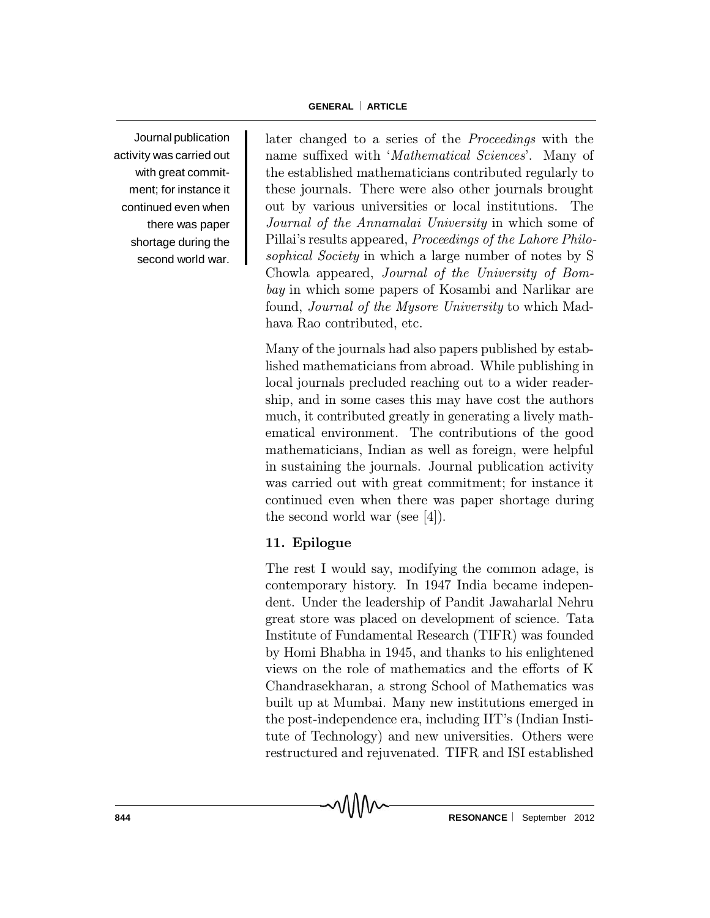Journal publication activity was carried out with great commitment; for instance it continued even when there was paper shortage during the second world war.

later changed to a series of the *Proceedings* with the name suffixed with '*Mathematical Sciences*'. Many of the established mathematicians contributed regularly to these journals. There were also other journals brought out by various universities or local institutions. The *Journal of the Annamalai University* in which some of Pillai's results appeared, *Proceedings of the Lahore Philosophical Society* in which a large number of notes by S Chowla appeared, *Journal of the University of Bombay* in which some papers of Kosambi and Narlikar are found, *Journal of the Mysore University* to which Madhava Rao contributed, etc.

Many of the journals had also papers published by established mathematicians from abroad. While publishing in local journals precluded reaching out to a wider readership, and in some cases this may have cost the authors much, it contributed greatly in generating a lively mathematical environment. The contributions of the good mathematicians, Indian as well as foreign, were helpful in sustaining the journals. Journal publication activity was carried out with great commitment; for instance it continued even when there was paper shortage during the second world war (see [4]).

## 11. Epilogue

The rest I would say, modifying the common adage, is contemporary history. In 1947 India became independent. Under the leadership of Pandit Jawaharlal Nehru great store was placed on development of science. Tata Institute of Fundamental Research (TIFR) was founded by Homi Bhabha in 1945, and thanks to his enlightened views on the role of mathematics and the efforts of K Chandrasekharan, a strong School of Mathematics was built up at Mumbai. Many new institutions emerged in the post-independence era, including IIT's (Indian Institute of Technology) and new universities. Others were restructured and rejuvenated. TIFR and ISI established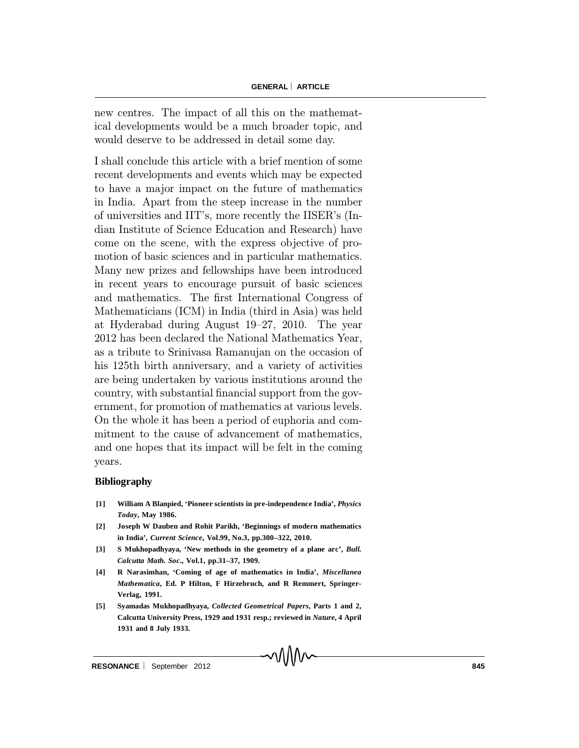new centres. The impact of all this on the mathematical developments would be a much broader topic, and would deserve to be addressed in detail some day.

I shall conclude this article with a brief mention of some recent developments and events which may be expected to have a major impact on the future of mathematics in India. Apart from the steep increase in the number of universities and IIT's, more recently the IISER's (Indian Institute of Science Education and Research) have come on the scene, with the express objective of promotion of basic sciences and in particular mathematics. Many new prizes and fellowships have been introduced in recent years to encourage pursuit of basic sciences and mathematics. The first International Congress of Mathematicians (ICM) in India (third in Asia) was held at Hyderabad during August 19–27, 2010. The year 2012 has been declared the National Mathematics Year, as a tribute to Srinivasa Ramanujan on the occasion of his 125th birth anniversary, and a variety of activities are being undertaken by various institutions around the country, with substantial financial support from the government, for promotion of mathematics at various levels. On the whole it has been a period of euphoria and commitment to the cause of advancement of mathematics, and one hopes that its impact will be felt in the coming years.

## Bibliography

[1] William A Blanpied, 'Pioneer scientists in pre-independence India', *Physics Today*, May 1986.

[2] Joseph W Dauben and Rohit Parikh, 'Beginnings of modern mathematics in India', *Current Science*, Vol.99, No.3, pp.300–322, 2010.

[3] S Mukhopadhyaya, 'New methods in the geometry of a plane arc', *Bull. Calcutta Math. Soc*., Vol.1, pp.31–37, 1909.

[4] R Narasimhan, 'Coming of age of mathematics in India', *Miscellanea Mathematica*, Ed. P Hilton, F Hirzebruch, and R Remmert, Springer-Verlag, 1991.

[5] Syamadas Mukhopadhyaya, *Collected Geometrical Papers*, Parts 1 and 2, Calcutta University Press, 1929 and 1931 resp.; reviewed in *Nature*, 4 April 1931 and 8 July 1933.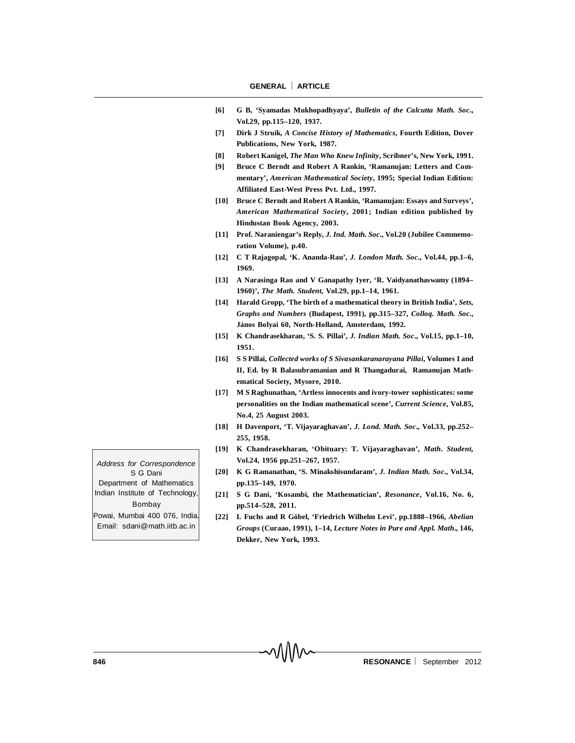[6] G B, 'Syamadas Mukhopadhyaya', *Bulletin of the Calcutta Math. Soc*., Vol.29, pp.115–120, 1937.

[7] Dirk J Struik, *A Concise History of Mathematics*, Fourth Edition, Dover Publications, New York, 1987.

[8] Robert Kanigel, *The Man Who Knew Infinity*, Scribner's, New York, 1991.

[9] Bruce C Berndt and Robert A Rankin, 'Ramanujan: Letters and Commentary', *American Mathematical Society*, 1995; Special Indian Edition: Affiliated East-West Press Pvt. Ltd., 1997.

[10] Bruce C Berndt and Robert A Rankin, 'Ramanujan: Essays and Surveys', *American Mathematical Society*, 2001; Indian edition published by Hindustan Book Agency, 2003.

[11] Prof. Naraniengar's Reply, *J. Ind. Math. Soc*., Vol.20 (Jubilee Commemoration Volume), p.40.

[12] C T Rajagopal, 'K. Ananda-Rau', *J. London Math. Soc*., Vol.44, pp.1–6, 1969.

[13] A Narasinga Rao and V Ganapathy Iyer, 'R. Vaidyanathaswamy (1894–1960)', *The Math. Student*, Vol.29, pp.1–14, 1961.

[14] Harald Gropp, 'The birth of a mathematical theory in British India', *Sets, Graphs and Numbers* (Budapest, 1991), pp.315–327, *Colloq. Math. Soc*., János Bolyai 60, North-Holland, Amsterdam, 1992.

[15] K Chandrasekharan, 'S. S. Pillai', *J. Indian Math. Soc*., Vol.15, pp.1–10, 1951.

[16] S S Pillai, *Collected works of S Sivasankaranarayana Pillai*, Volumes I and II, Ed. by R Balasubramanian and R Thangadurai, Ramanujan Mathematical Society, Mysore, 2010.

[17] M S Raghunathan, 'Artless innocents and ivory-tower sophisticates: some personalities on the Indian mathematical scene', *Current Science*, Vol.85, No.4, 25 August 2003.

[18] H Davenport, 'T. Vijayaraghavan', *J. Lond. Math. Soc*., Vol.33, pp.252–255, 1958.

[19] K Chandrasekharan, 'Obituary: T. Vijayaraghavan', *Math. Student*, Vol.24, 1956 pp.251–267, 1957.

[20] K G Ramanathan, 'S. Minakshisundaram', *J. Indian Math. Soc*., Vol.34, pp.135–149, 1970.

[21] S G Dani, 'Kosambi, the Mathematician', *Resonance*, Vol.16, No. 6, pp.514–528, 2011.

[22] L Fuchs and R Göbel, 'Friedrich Wilhelm Levi', pp.1888–1966, *Abelian Groups* (Curaao, 1991), 1–14, *Lecture Notes in Pure and Appl. Math*., 146, Dekker, New York, 1993.

*Address for Correspondence*
S G Dani
Department of Mathematics
Indian Institute of Technology, Bombay
Powai, Mumbai 400 076, India.
Email: sdani@math.iitb.ac.in